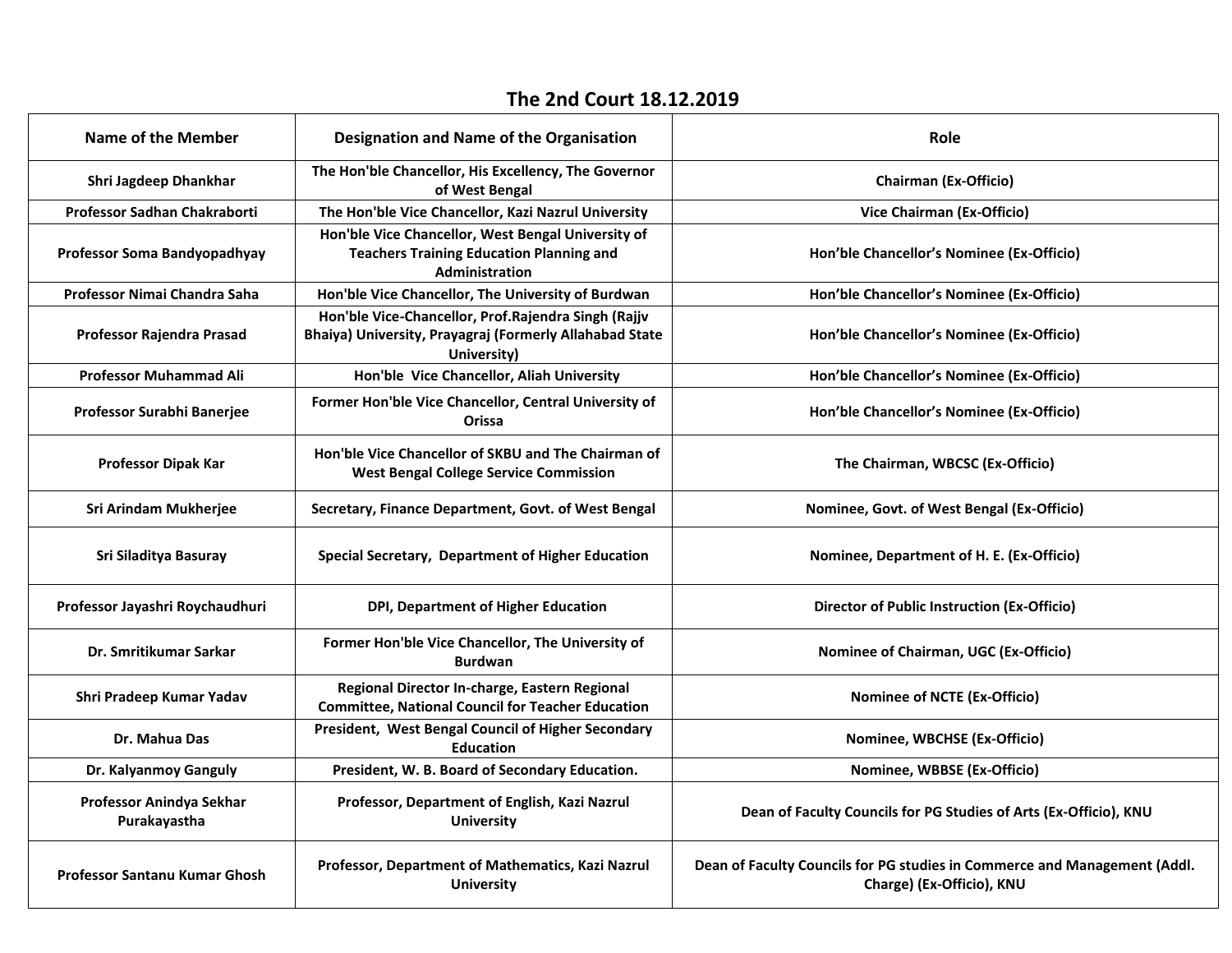## The 2nd Court 18.12.2019

| Name of the Member | Designation and Name of the Organisation | Role |
| --- | --- | --- |
| Shri Jagdeep Dhankhar | The Hon'ble Chancellor, His Excellency, The Governor of West Bengal | Chairman (Ex-Officio) |
| Professor Sadhan Chakraborti | The Hon'ble Vice Chancellor, Kazi Nazrul University | Vice Chairman (Ex-Officio) |
| Professor Soma Bandyopadhyay | Hon'ble Vice Chancellor, West Bengal University of Teachers Training Education Planning and Administration | Hon'ble Chancellor's Nominee (Ex-Officio) |
| Professor Nimai Chandra Saha | Hon'ble Vice Chancellor, The University of Burdwan | Hon'ble Chancellor's Nominee (Ex-Officio) |
| Professor Rajendra Prasad | Hon'ble Vice-Chancellor, Prof.Rajendra Singh (Rajjv Bhaiya) University, Prayagraj (Formerly Allahabad State University) | Hon'ble Chancellor's Nominee (Ex-Officio) |
| Professor Muhammad Ali | Hon'ble Vice Chancellor, Aliah University | Hon'ble Chancellor's Nominee (Ex-Officio) |
| Professor Surabhi Banerjee | Former Hon'ble Vice Chancellor, Central University of Orissa | Hon'ble Chancellor's Nominee (Ex-Officio) |
| Professor Dipak Kar | Hon'ble Vice Chancellor of SKBU and The Chairman of West Bengal College Service Commission | The Chairman, WBCSC (Ex-Officio) |
| Sri Arindam Mukherjee | Secretary, Finance Department, Govt. of West Bengal | Nominee, Govt. of West Bengal (Ex-Officio) |
| Sri Siladitya Basuray | Special Secretary, Department of Higher Education | Nominee, Department of H. E. (Ex-Officio) |
| Professor Jayashri Roychaudhuri | DPI, Department of Higher Education | Director of Public Instruction (Ex-Officio) |
| Dr. Smritikumar Sarkar | Former Hon'ble Vice Chancellor, The University of Burdwan | Nominee of Chairman, UGC (Ex-Officio) |
| Shri Pradeep Kumar Yadav | Regional Director In-charge, Eastern Regional Committee, National Council for Teacher Education | Nominee of NCTE (Ex-Officio) |
| Dr. Mahua Das | President, West Bengal Council of Higher Secondary Education | Nominee, WBCHSE (Ex-Officio) |
| Dr. Kalyanmoy Ganguly | President, W. B. Board of Secondary Education. | Nominee, WBBSE (Ex-Officio) |
| Professor Anindya Sekhar Purakayastha | Professor, Department of English, Kazi Nazrul University | Dean of Faculty Councils for PG Studies of Arts (Ex-Officio), KNU |
| Professor Santanu Kumar Ghosh | Professor, Department of Mathematics, Kazi Nazrul University | Dean of Faculty Councils for PG studies in Commerce and Management (Addl. Charge) (Ex-Officio), KNU |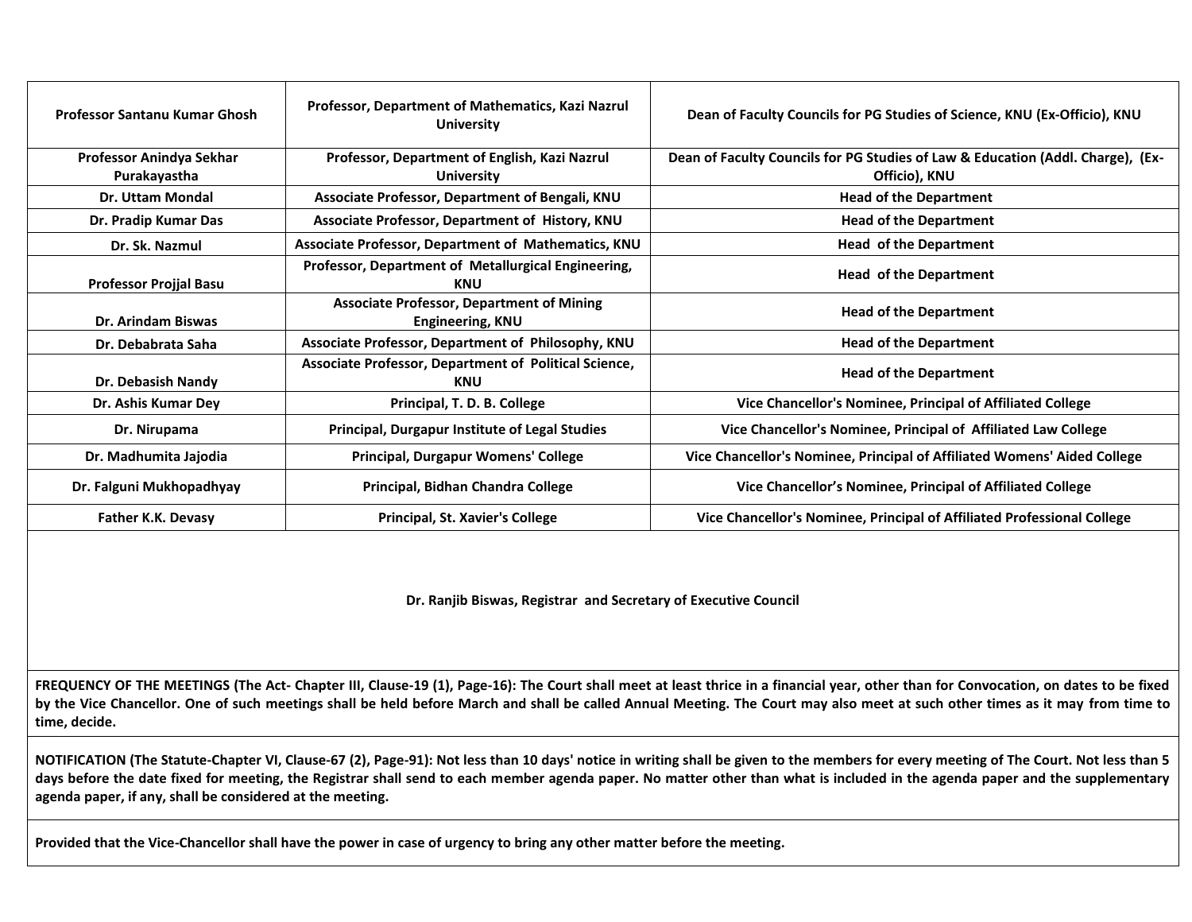| | | |
|---|---|---|
| **Professor Santanu Kumar Ghosh** | **Professor, Department of Mathematics, Kazi Nazrul University** | **Dean of Faculty Councils for PG Studies of Science, KNU (Ex-Officio), KNU** |
| **Professor Anindya Sekhar Purakayastha** | **Professor, Department of English, Kazi Nazrul University** | **Dean of Faculty Councils for PG Studies of Law & Education (Addl. Charge), (Ex-Officio), KNU** |
| **Dr. Uttam Mondal** | **Associate Professor, Department of Bengali, KNU** | **Head of the Department** |
| **Dr. Pradip Kumar Das** | **Associate Professor, Department of History, KNU** | **Head of the Department** |
| **Dr. Sk. Nazmul** | **Associate Professor, Department of Mathematics, KNU** | **Head of the Department** |
| **Professor Projjal Basu** | **Professor, Department of Metallurgical Engineering, KNU** | **Head of the Department** |
| **Dr. Arindam Biswas** | **Associate Professor, Department of Mining Engineering, KNU** | **Head of the Department** |
| **Dr. Debabrata Saha** | **Associate Professor, Department of Philosophy, KNU** | **Head of the Department** |
| **Dr. Debasish Nandy** | **Associate Professor, Department of Political Science, KNU** | **Head of the Department** |
| **Dr. Ashis Kumar Dey** | **Principal, T. D. B. College** | **Vice Chancellor's Nominee, Principal of Affiliated College** |
| **Dr. Nirupama** | **Principal, Durgapur Institute of Legal Studies** | **Vice Chancellor's Nominee, Principal of Affiliated Law College** |
| **Dr. Madhumita Jajodia** | **Principal, Durgapur Womens' College** | **Vice Chancellor's Nominee, Principal of Affiliated Womens' Aided College** |
| **Dr. Falguni Mukhopadhyay** | **Principal, Bidhan Chandra College** | **Vice Chancellor's Nominee, Principal of Affiliated College** |
| **Father K.K. Devasy** | **Principal, St. Xavier's College** | **Vice Chancellor's Nominee, Principal of Affiliated Professional College** |

**Dr. Ranjib Biswas, Registrar and Secretary of Executive Council**

**FREQUENCY OF THE MEETINGS (The Act- Chapter III, Clause-19 (1), Page-16): The Court shall meet at least thrice in a financial year, other than for Convocation, on dates to be fixed by the Vice Chancellor. One of such meetings shall be held before March and shall be called Annual Meeting. The Court may also meet at such other times as it may from time to time, decide.**

**NOTIFICATION (The Statute-Chapter VI, Clause-67 (2), Page-91): Not less than 10 days' notice in writing shall be given to the members for every meeting of The Court. Not less than 5 days before the date fixed for meeting, the Registrar shall send to each member agenda paper. No matter other than what is included in the agenda paper and the supplementary agenda paper, if any, shall be considered at the meeting.**

**Provided that the Vice-Chancellor shall have the power in case of urgency to bring any other matter before the meeting.**